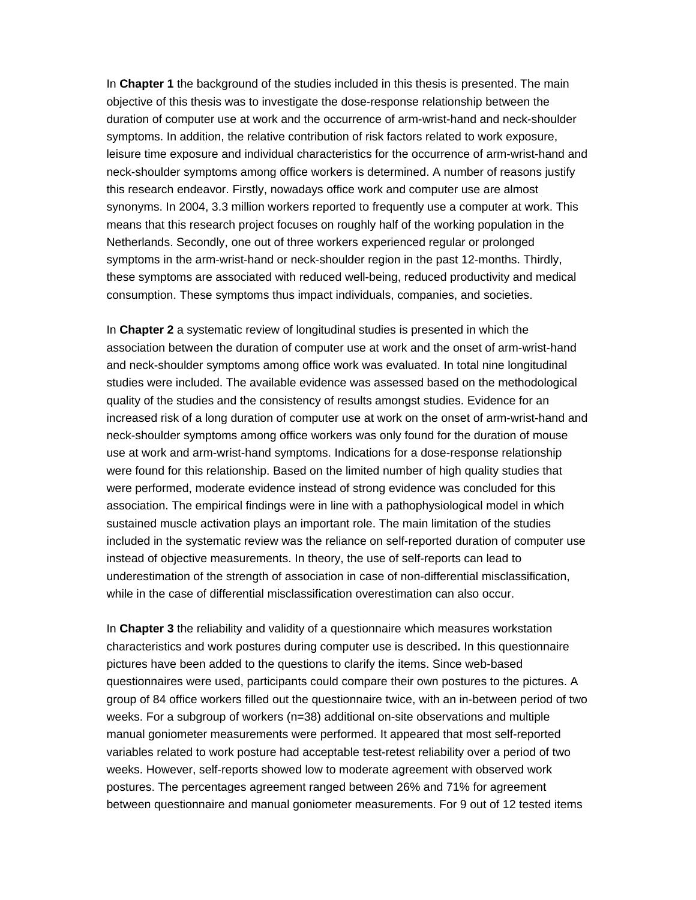In **Chapter 1** the background of the studies included in this thesis is presented. The main objective of this thesis was to investigate the dose-response relationship between the duration of computer use at work and the occurrence of arm-wrist-hand and neck-shoulder symptoms. In addition, the relative contribution of risk factors related to work exposure, leisure time exposure and individual characteristics for the occurrence of arm-wrist-hand and neck-shoulder symptoms among office workers is determined. A number of reasons justify this research endeavor. Firstly, nowadays office work and computer use are almost synonyms. In 2004, 3.3 million workers reported to frequently use a computer at work. This means that this research project focuses on roughly half of the working population in the Netherlands. Secondly, one out of three workers experienced regular or prolonged symptoms in the arm-wrist-hand or neck-shoulder region in the past 12-months. Thirdly, these symptoms are associated with reduced well-being, reduced productivity and medical consumption. These symptoms thus impact individuals, companies, and societies.

In **Chapter 2** a systematic review of longitudinal studies is presented in which the association between the duration of computer use at work and the onset of arm-wrist-hand and neck-shoulder symptoms among office work was evaluated. In total nine longitudinal studies were included. The available evidence was assessed based on the methodological quality of the studies and the consistency of results amongst studies. Evidence for an increased risk of a long duration of computer use at work on the onset of arm-wrist-hand and neck-shoulder symptoms among office workers was only found for the duration of mouse use at work and arm-wrist-hand symptoms. Indications for a dose-response relationship were found for this relationship. Based on the limited number of high quality studies that were performed, moderate evidence instead of strong evidence was concluded for this association. The empirical findings were in line with a pathophysiological model in which sustained muscle activation plays an important role. The main limitation of the studies included in the systematic review was the reliance on self-reported duration of computer use instead of objective measurements. In theory, the use of self-reports can lead to underestimation of the strength of association in case of non-differential misclassification, while in the case of differential misclassification overestimation can also occur.

In **Chapter 3** the reliability and validity of a questionnaire which measures workstation characteristics and work postures during computer use is described**.** In this questionnaire pictures have been added to the questions to clarify the items. Since web-based questionnaires were used, participants could compare their own postures to the pictures. A group of 84 office workers filled out the questionnaire twice, with an in-between period of two weeks. For a subgroup of workers (n=38) additional on-site observations and multiple manual goniometer measurements were performed. It appeared that most self-reported variables related to work posture had acceptable test-retest reliability over a period of two weeks. However, self-reports showed low to moderate agreement with observed work postures. The percentages agreement ranged between 26% and 71% for agreement between questionnaire and manual goniometer measurements. For 9 out of 12 tested items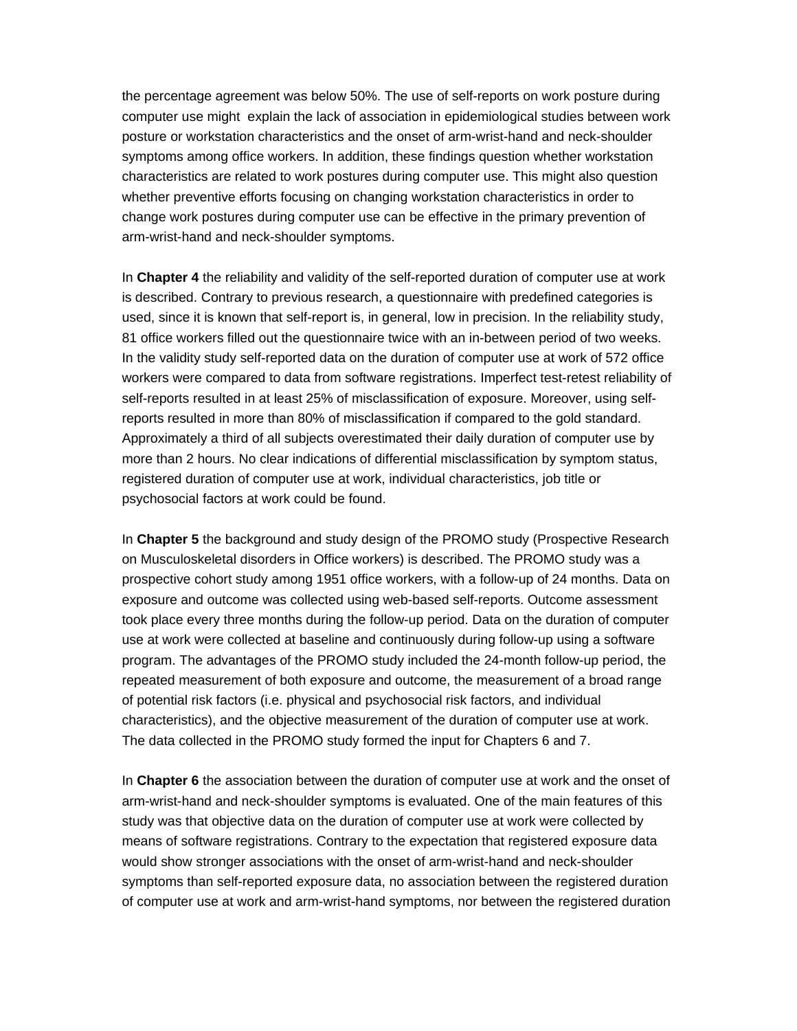the percentage agreement was below 50%. The use of self-reports on work posture during computer use might explain the lack of association in epidemiological studies between work posture or workstation characteristics and the onset of arm-wrist-hand and neck-shoulder symptoms among office workers. In addition, these findings question whether workstation characteristics are related to work postures during computer use. This might also question whether preventive efforts focusing on changing workstation characteristics in order to change work postures during computer use can be effective in the primary prevention of arm-wrist-hand and neck-shoulder symptoms.

In **Chapter 4** the reliability and validity of the self-reported duration of computer use at work is described. Contrary to previous research, a questionnaire with predefined categories is used, since it is known that self-report is, in general, low in precision. In the reliability study, 81 office workers filled out the questionnaire twice with an in-between period of two weeks. In the validity study self-reported data on the duration of computer use at work of 572 office workers were compared to data from software registrations. Imperfect test-retest reliability of self-reports resulted in at least 25% of misclassification of exposure. Moreover, using self-reports resulted in more than 80% of misclassification if compared to the gold standard. Approximately a third of all subjects overestimated their daily duration of computer use by more than 2 hours. No clear indications of differential misclassification by symptom status, registered duration of computer use at work, individual characteristics, job title or psychosocial factors at work could be found.

In **Chapter 5** the background and study design of the PROMO study (Prospective Research on Musculoskeletal disorders in Office workers) is described. The PROMO study was a prospective cohort study among 1951 office workers, with a follow-up of 24 months. Data on exposure and outcome was collected using web-based self-reports. Outcome assessment took place every three months during the follow-up period. Data on the duration of computer use at work were collected at baseline and continuously during follow-up using a software program. The advantages of the PROMO study included the 24-month follow-up period, the repeated measurement of both exposure and outcome, the measurement of a broad range of potential risk factors (i.e. physical and psychosocial risk factors, and individual characteristics), and the objective measurement of the duration of computer use at work. The data collected in the PROMO study formed the input for Chapters 6 and 7.

In **Chapter 6** the association between the duration of computer use at work and the onset of arm-wrist-hand and neck-shoulder symptoms is evaluated. One of the main features of this study was that objective data on the duration of computer use at work were collected by means of software registrations. Contrary to the expectation that registered exposure data would show stronger associations with the onset of arm-wrist-hand and neck-shoulder symptoms than self-reported exposure data, no association between the registered duration of computer use at work and arm-wrist-hand symptoms, nor between the registered duration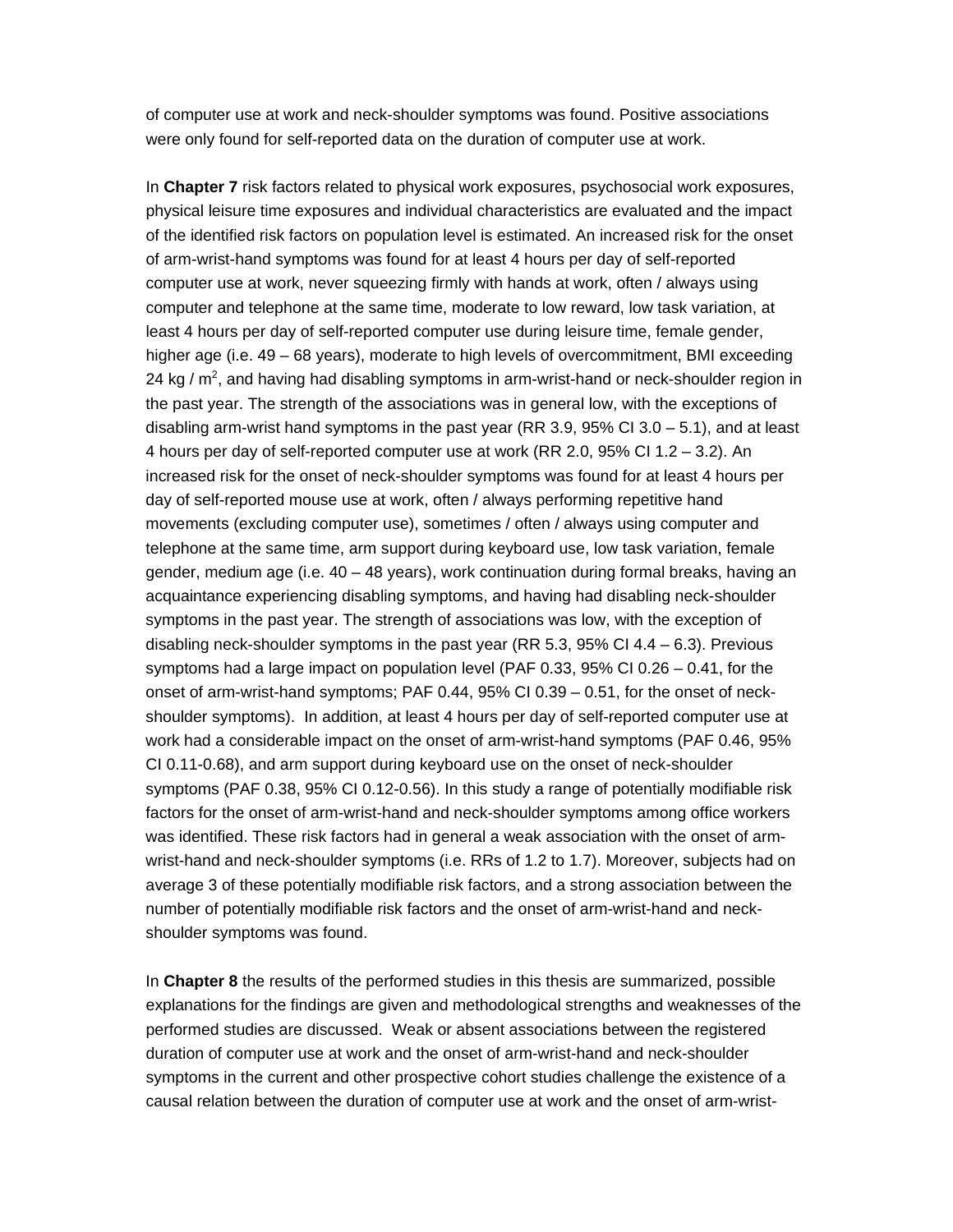of computer use at work and neck-shoulder symptoms was found. Positive associations were only found for self-reported data on the duration of computer use at work.

In **Chapter 7** risk factors related to physical work exposures, psychosocial work exposures, physical leisure time exposures and individual characteristics are evaluated and the impact of the identified risk factors on population level is estimated. An increased risk for the onset of arm-wrist-hand symptoms was found for at least 4 hours per day of self-reported computer use at work, never squeezing firmly with hands at work, often / always using computer and telephone at the same time, moderate to low reward, low task variation, at least 4 hours per day of self-reported computer use during leisure time, female gender, higher age (i.e. 49 – 68 years), moderate to high levels of overcommitment, BMI exceeding 24 kg / $m^2$, and having had disabling symptoms in arm-wrist-hand or neck-shoulder region in the past year. The strength of the associations was in general low, with the exceptions of disabling arm-wrist hand symptoms in the past year (RR 3.9, 95% CI 3.0 – 5.1), and at least 4 hours per day of self-reported computer use at work (RR 2.0, 95% CI 1.2 – 3.2). An increased risk for the onset of neck-shoulder symptoms was found for at least 4 hours per day of self-reported mouse use at work, often / always performing repetitive hand movements (excluding computer use), sometimes / often / always using computer and telephone at the same time, arm support during keyboard use, low task variation, female gender, medium age (i.e. 40 – 48 years), work continuation during formal breaks, having an acquaintance experiencing disabling symptoms, and having had disabling neck-shoulder symptoms in the past year. The strength of associations was low, with the exception of disabling neck-shoulder symptoms in the past year (RR 5.3, 95% CI 4.4 – 6.3). Previous symptoms had a large impact on population level (PAF 0.33, 95% CI 0.26 – 0.41, for the onset of arm-wrist-hand symptoms; PAF 0.44, 95% CI 0.39 – 0.51, for the onset of neck-shoulder symptoms). In addition, at least 4 hours per day of self-reported computer use at work had a considerable impact on the onset of arm-wrist-hand symptoms (PAF 0.46, 95% CI 0.11-0.68), and arm support during keyboard use on the onset of neck-shoulder symptoms (PAF 0.38, 95% CI 0.12-0.56). In this study a range of potentially modifiable risk factors for the onset of arm-wrist-hand and neck-shoulder symptoms among office workers was identified. These risk factors had in general a weak association with the onset of arm-wrist-hand and neck-shoulder symptoms (i.e. RRs of 1.2 to 1.7). Moreover, subjects had on average 3 of these potentially modifiable risk factors, and a strong association between the number of potentially modifiable risk factors and the onset of arm-wrist-hand and neck-shoulder symptoms was found.

In **Chapter 8** the results of the performed studies in this thesis are summarized, possible explanations for the findings are given and methodological strengths and weaknesses of the performed studies are discussed. Weak or absent associations between the registered duration of computer use at work and the onset of arm-wrist-hand and neck-shoulder symptoms in the current and other prospective cohort studies challenge the existence of a causal relation between the duration of computer use at work and the onset of arm-wrist-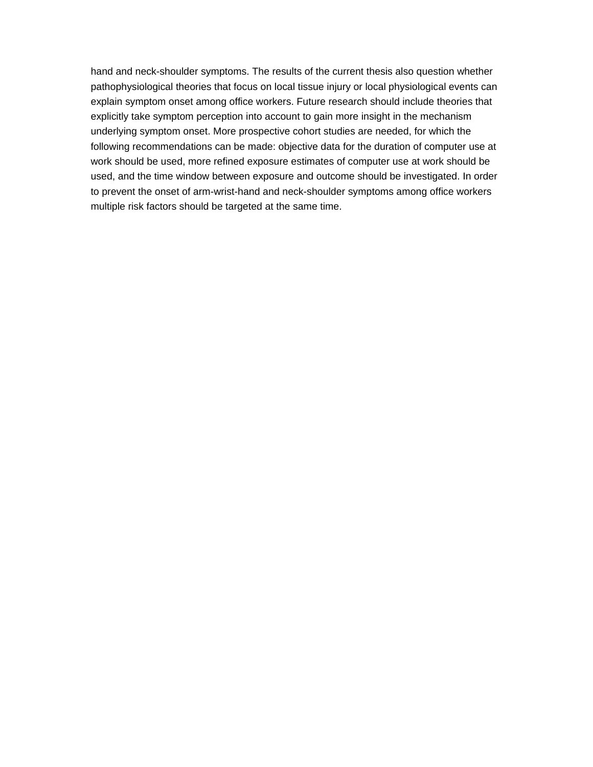hand and neck-shoulder symptoms. The results of the current thesis also question whether pathophysiological theories that focus on local tissue injury or local physiological events can explain symptom onset among office workers. Future research should include theories that explicitly take symptom perception into account to gain more insight in the mechanism underlying symptom onset. More prospective cohort studies are needed, for which the following recommendations can be made: objective data for the duration of computer use at work should be used, more refined exposure estimates of computer use at work should be used, and the time window between exposure and outcome should be investigated. In order to prevent the onset of arm-wrist-hand and neck-shoulder symptoms among office workers multiple risk factors should be targeted at the same time.